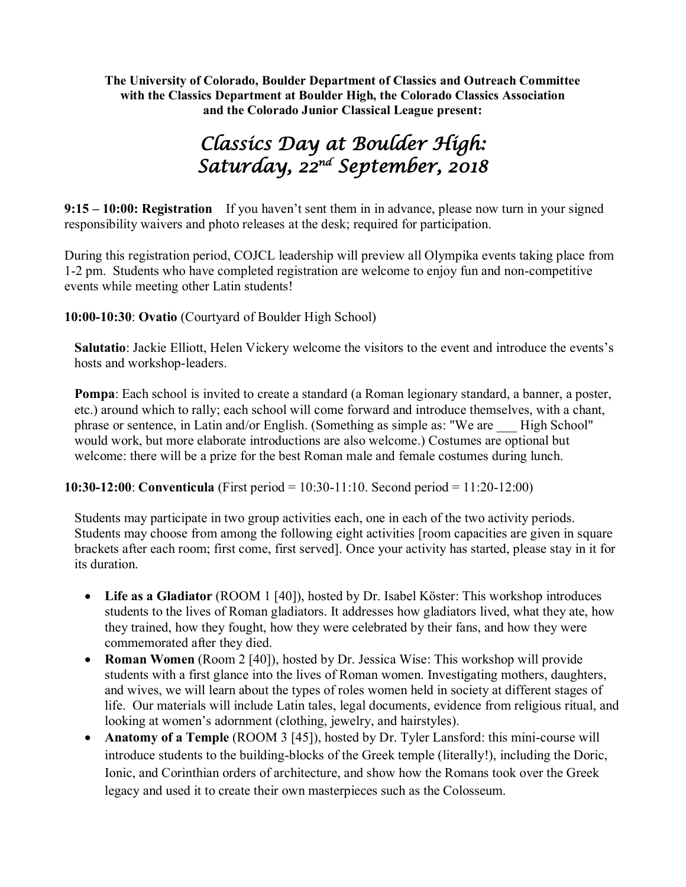**The University of Colorado, Boulder Department of Classics and Outreach Committee with the Classics Department at Boulder High, the Colorado Classics Association and the Colorado Junior Classical League present:**

# *Classics Day at Boulder High: Saturday, 22nd September, 2018*

**9:15 – 10:00: Registration** If you haven't sent them in in advance, please now turn in your signed responsibility waivers and photo releases at the desk; required for participation.

During this registration period, COJCL leadership will preview all Olympika events taking place from 1-2 pm. Students who have completed registration are welcome to enjoy fun and non-competitive events while meeting other Latin students!

**10:00-10:30**: **Ovatio** (Courtyard of Boulder High School)

**Salutatio**: Jackie Elliott, Helen Vickery welcome the visitors to the event and introduce the events's hosts and workshop-leaders.

**Pompa**: Each school is invited to create a standard (a Roman legionary standard, a banner, a poster, etc.) around which to rally; each school will come forward and introduce themselves, with a chant, phrase or sentence, in Latin and/or English. (Something as simple as: "We are ___ High School" would work, but more elaborate introductions are also welcome.) Costumes are optional but welcome: there will be a prize for the best Roman male and female costumes during lunch.

**10:30-12:00**: **Conventicula** (First period = 10:30-11:10. Second period = 11:20-12:00)

Students may participate in two group activities each, one in each of the two activity periods. Students may choose from among the following eight activities [room capacities are given in square brackets after each room; first come, first served]. Once your activity has started, please stay in it for its duration.

- **Life as a Gladiator** (ROOM 1 [40]), hosted by Dr. Isabel Köster: This workshop introduces students to the lives of Roman gladiators. It addresses how gladiators lived, what they ate, how they trained, how they fought, how they were celebrated by their fans, and how they were commemorated after they died.
- **Roman Women** (Room 2 [40]), hosted by Dr. Jessica Wise: This workshop will provide students with a first glance into the lives of Roman women. Investigating mothers, daughters, and wives, we will learn about the types of roles women held in society at different stages of life. Our materials will include Latin tales, legal documents, evidence from religious ritual, and looking at women's adornment (clothing, jewelry, and hairstyles).
- **Anatomy of a Temple** (ROOM 3 [45]), hosted by Dr. Tyler Lansford: this mini-course will introduce students to the building-blocks of the Greek temple (literally!), including the Doric, Ionic, and Corinthian orders of architecture, and show how the Romans took over the Greek legacy and used it to create their own masterpieces such as the Colosseum.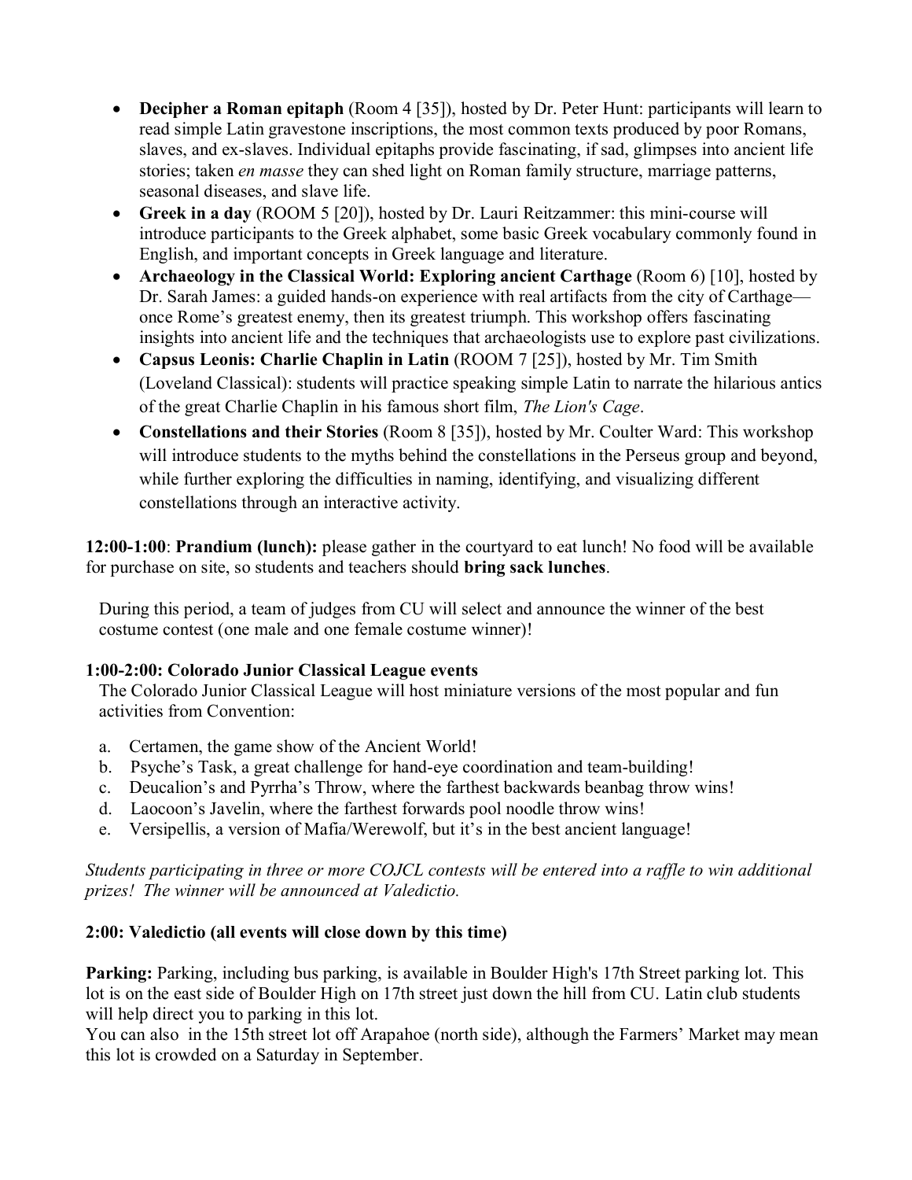- **Decipher a Roman epitaph** (Room 4 [35]), hosted by Dr. Peter Hunt: participants will learn to read simple Latin gravestone inscriptions, the most common texts produced by poor Romans, slaves, and ex-slaves. Individual epitaphs provide fascinating, if sad, glimpses into ancient life stories; taken *en masse* they can shed light on Roman family structure, marriage patterns, seasonal diseases, and slave life.
- **Greek in a day** (ROOM 5 [20]), hosted by Dr. Lauri Reitzammer: this mini-course will introduce participants to the Greek alphabet, some basic Greek vocabulary commonly found in English, and important concepts in Greek language and literature.
- **Archaeology in the Classical World: Exploring ancient Carthage** (Room 6) [10], hosted by Dr. Sarah James: a guided hands-on experience with real artifacts from the city of Carthage—once Rome's greatest enemy, then its greatest triumph. This workshop offers fascinating insights into ancient life and the techniques that archaeologists use to explore past civilizations.
- **Capsus Leonis: Charlie Chaplin in Latin** (ROOM 7 [25]), hosted by Mr. Tim Smith (Loveland Classical): students will practice speaking simple Latin to narrate the hilarious antics of the great Charlie Chaplin in his famous short film, *The Lion's Cage*.
- **Constellations and their Stories** (Room 8 [35]), hosted by Mr. Coulter Ward: This workshop will introduce students to the myths behind the constellations in the Perseus group and beyond, while further exploring the difficulties in naming, identifying, and visualizing different constellations through an interactive activity.

**12:00-1:00**: **Prandium (lunch):** please gather in the courtyard to eat lunch! No food will be available for purchase on site, so students and teachers should **bring sack lunches**.

During this period, a team of judges from CU will select and announce the winner of the best costume contest (one male and one female costume winner)!

**1:00-2:00: Colorado Junior Classical League events**

The Colorado Junior Classical League will host miniature versions of the most popular and fun activities from Convention:

a. Certamen, the game show of the Ancient World!
b. Psyche's Task, a great challenge for hand-eye coordination and team-building!
c. Deucalion's and Pyrrha's Throw, where the farthest backwards beanbag throw wins!
d. Laocoon's Javelin, where the farthest forwards pool noodle throw wins!
e. Versipellis, a version of Mafia/Werewolf, but it's in the best ancient language!

*Students participating in three or more COJCL contests will be entered into a raffle to win additional prizes! The winner will be announced at Valedictio.*

**2:00: Valedictio (all events will close down by this time)**

**Parking:** Parking, including bus parking, is available in Boulder High's 17th Street parking lot. This lot is on the east side of Boulder High on 17th street just down the hill from CU. Latin club students will help direct you to parking in this lot.

You can also in the 15th street lot off Arapahoe (north side), although the Farmers' Market may mean this lot is crowded on a Saturday in September.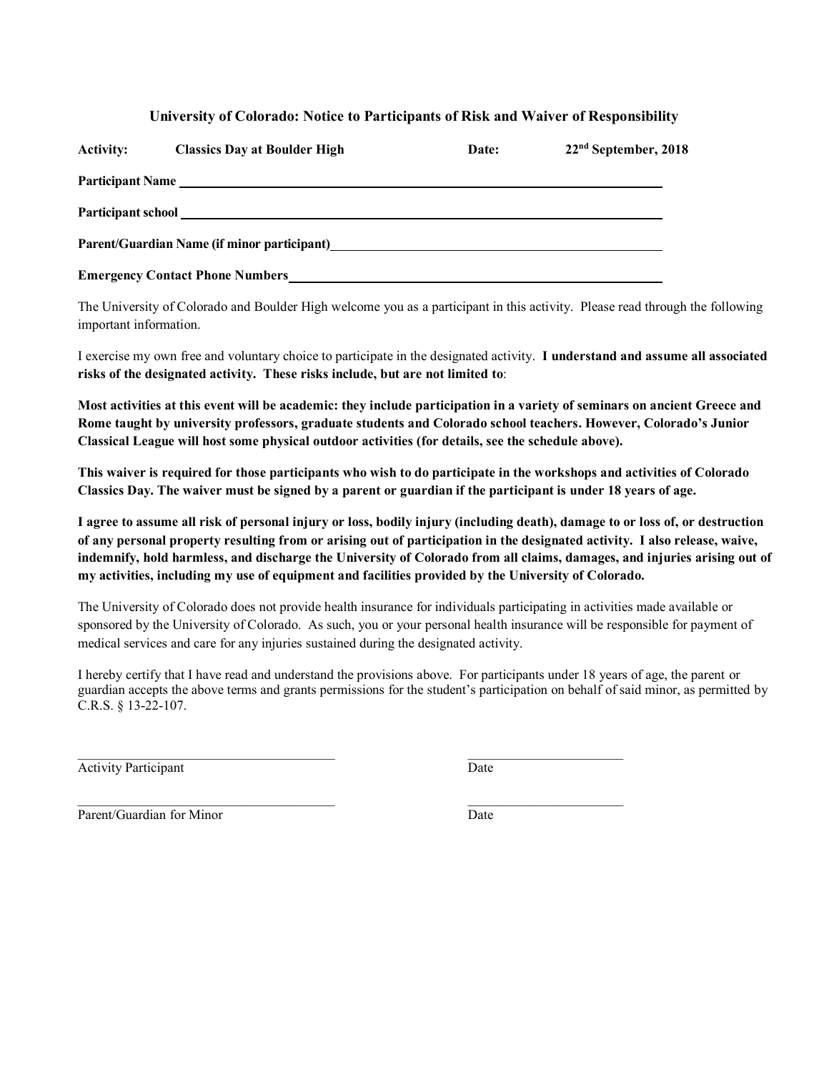## University of Colorado: Notice to Participants of Risk and Waiver of Responsibility

**Activity:** **Classics Day at Boulder High** **Date:** **22nd September, 2018**

**Participant Name** ______________________________________________

**Participant school** ______________________________________________

**Parent/Guardian Name (if minor participant)** ____________________________

**Emergency Contact Phone Numbers** _______________________________

The University of Colorado and Boulder High welcome you as a participant in this activity. Please read through the following important information.

I exercise my own free and voluntary choice to participate in the designated activity. **I understand and assume all associated risks of the designated activity. These risks include, but are not limited to**:

**Most activities at this event will be academic: they include participation in a variety of seminars on ancient Greece and Rome taught by university professors, graduate students and Colorado school teachers. However, Colorado's Junior Classical League will host some physical outdoor activities (for details, see the schedule above).**

**This waiver is required for those participants who wish to do participate in the workshops and activities of Colorado Classics Day. The waiver must be signed by a parent or guardian if the participant is under 18 years of age.**

**I agree to assume all risk of personal injury or loss, bodily injury (including death), damage to or loss of, or destruction of any personal property resulting from or arising out of participation in the designated activity. I also release, waive, indemnify, hold harmless, and discharge the University of Colorado from all claims, damages, and injuries arising out of my activities, including my use of equipment and facilities provided by the University of Colorado.**

The University of Colorado does not provide health insurance for individuals participating in activities made available or sponsored by the University of Colorado. As such, you or your personal health insurance will be responsible for payment of medical services and care for any injuries sustained during the designated activity.

I hereby certify that I have read and understand the provisions above. For participants under 18 years of age, the parent or guardian accepts the above terms and grants permissions for the student's participation on behalf of said minor, as permitted by C.R.S. § 13-22-107.

______________________________________ ______________________

Activity Participant Date

______________________________________ ______________________

Parent/Guardian for Minor Date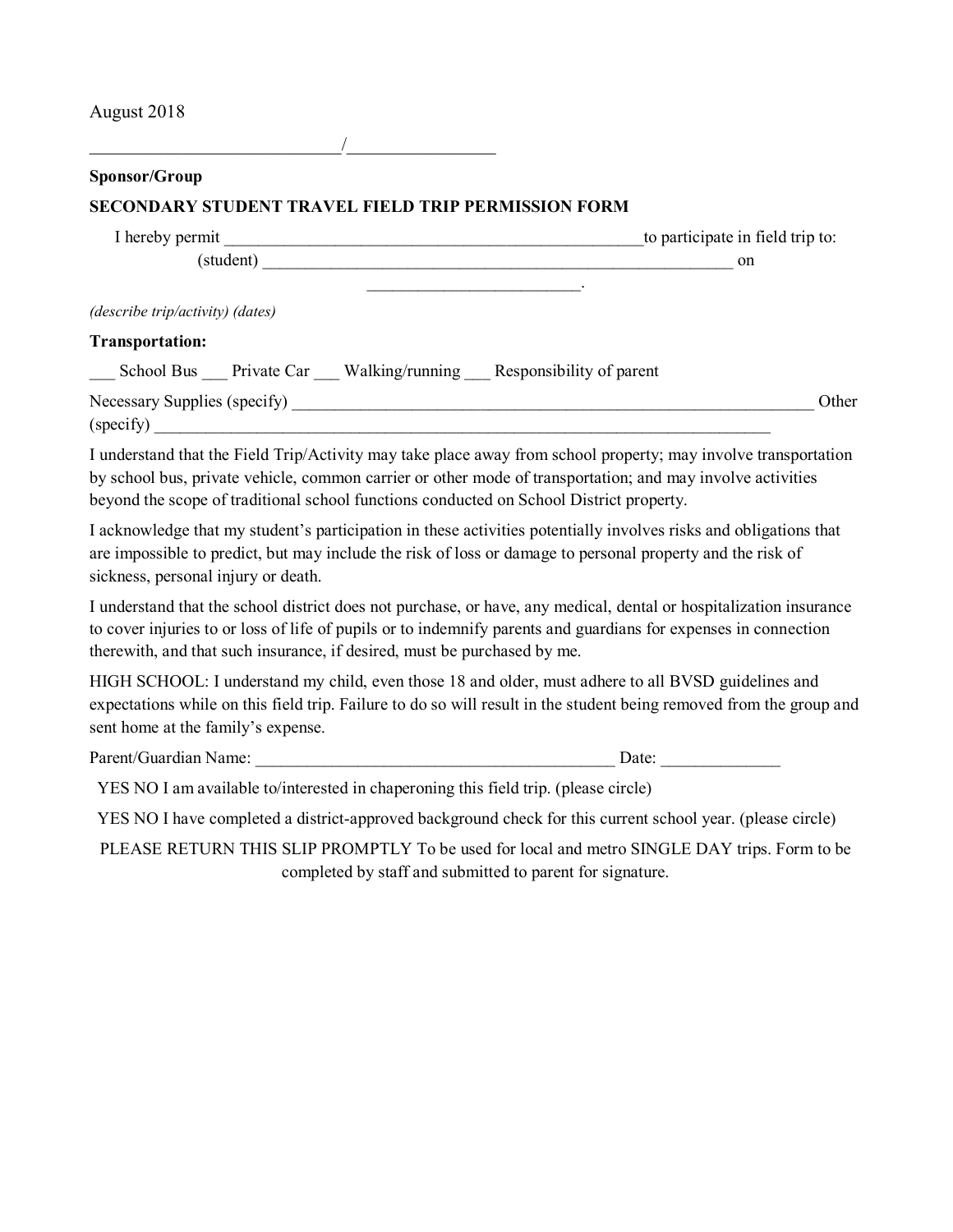August 2018

____________________________/________________

**Sponsor/Group**

**SECONDARY STUDENT TRAVEL FIELD TRIP PERMISSION FORM**

I hereby permit __________________________________________________to participate in field trip to: (student) _________________________________________________________ on ________________________.

*(describe trip/activity) (dates)*

**Transportation:**

___ School Bus ___ Private Car ___ Walking/running ___ Responsibility of parent

Necessary Supplies (specify) _______________________________________________________________ Other (specify) ___________________________________________________________________________

I understand that the Field Trip/Activity may take place away from school property; may involve transportation by school bus, private vehicle, common carrier or other mode of transportation; and may involve activities beyond the scope of traditional school functions conducted on School District property.

I acknowledge that my student's participation in these activities potentially involves risks and obligations that are impossible to predict, but may include the risk of loss or damage to personal property and the risk of sickness, personal injury or death.

I understand that the school district does not purchase, or have, any medical, dental or hospitalization insurance to cover injuries to or loss of life of pupils or to indemnify parents and guardians for expenses in connection therewith, and that such insurance, if desired, must be purchased by me.

HIGH SCHOOL: I understand my child, even those 18 and older, must adhere to all BVSD guidelines and expectations while on this field trip. Failure to do so will result in the student being removed from the group and sent home at the family's expense.

Parent/Guardian Name: __________________________________________ Date: ______________

YES NO I am available to/interested in chaperoning this field trip. (please circle)

YES NO I have completed a district-approved background check for this current school year. (please circle)

PLEASE RETURN THIS SLIP PROMPTLY To be used for local and metro SINGLE DAY trips. Form to be completed by staff and submitted to parent for signature.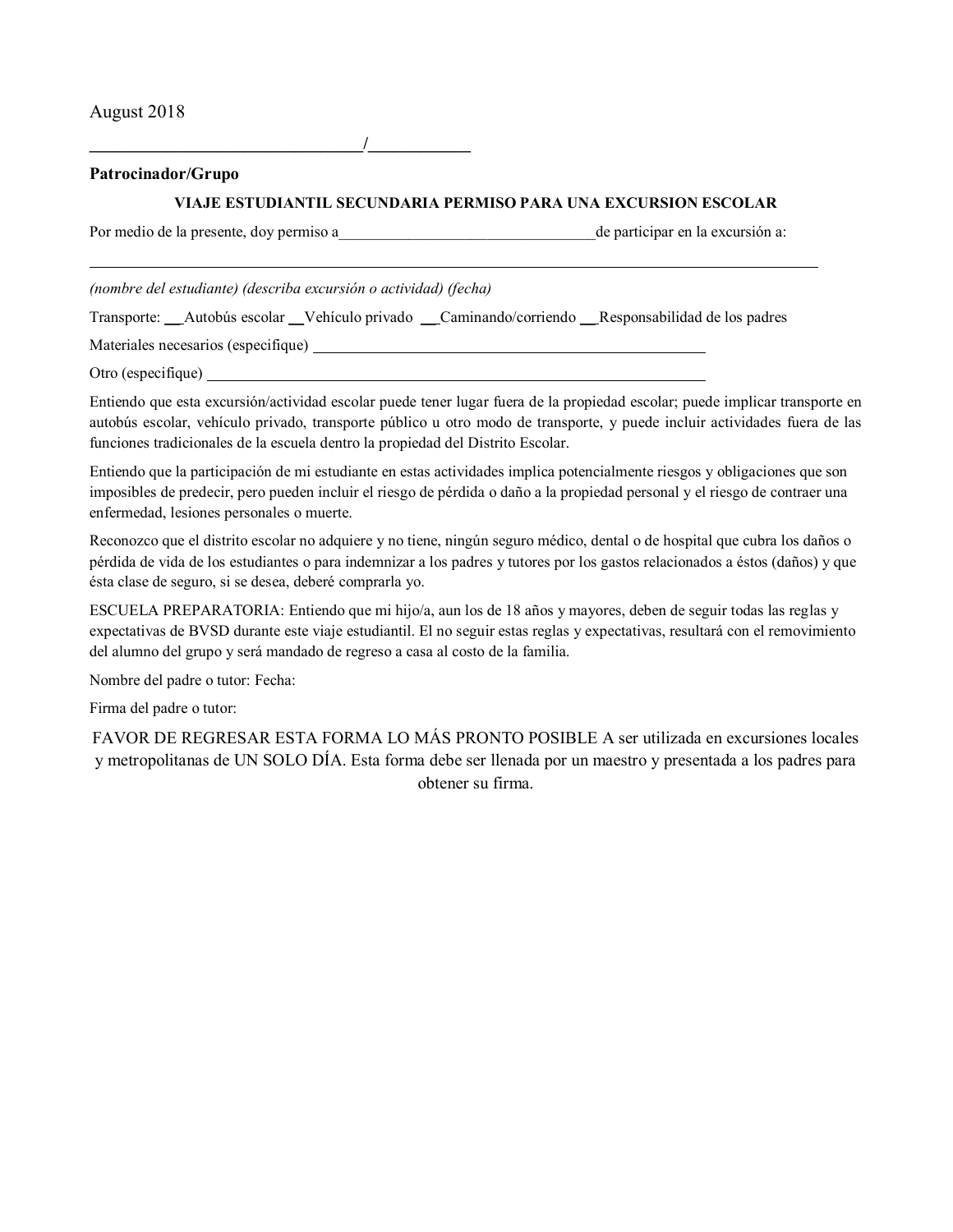August 2018

________________________________/____________

**Patrocinador/Grupo**

**VIAJE ESTUDIANTIL SECUNDARIA PERMISO PARA UNA EXCURSION ESCOLAR**

Por medio de la presente, doy permiso a_________________________________de participar en la excursión a:

_____________________________________________________________________________________________

*(nombre del estudiante) (describa excursión o actividad) (fecha)*

Transporte: __Autobús escolar __Vehículo privado __Caminando/corriendo __Responsabilidad de los padres

Materiales necesarios (especifique) ____________________________________________________

Otro (especifique) _________________________________________________________________

Entiendo que esta excursión/actividad escolar puede tener lugar fuera de la propiedad escolar; puede implicar transporte en autobús escolar, vehículo privado, transporte público u otro modo de transporte, y puede incluir actividades fuera de las funciones tradicionales de la escuela dentro la propiedad del Distrito Escolar.

Entiendo que la participación de mi estudiante en estas actividades implica potencialmente riesgos y obligaciones que son imposibles de predecir, pero pueden incluir el riesgo de pérdida o daño a la propiedad personal y el riesgo de contraer una enfermedad, lesiones personales o muerte.

Reconozco que el distrito escolar no adquiere y no tiene, ningún seguro médico, dental o de hospital que cubra los daños o pérdida de vida de los estudiantes o para indemnizar a los padres y tutores por los gastos relacionados a éstos (daños) y que ésta clase de seguro, si se desea, deberé comprarla yo.

ESCUELA PREPARATORIA: Entiendo que mi hijo/a, aun los de 18 años y mayores, deben de seguir todas las reglas y expectativas de BVSD durante este viaje estudiantil. El no seguir estas reglas y expectativas, resultará con el removimiento del alumno del grupo y será mandado de regreso a casa al costo de la familia.

Nombre del padre o tutor: Fecha:

Firma del padre o tutor:

FAVOR DE REGRESAR ESTA FORMA LO MÁS PRONTO POSIBLE A ser utilizada en excursiones locales y metropolitanas de UN SOLO DÍA. Esta forma debe ser llenada por un maestro y presentada a los padres para obtener su firma.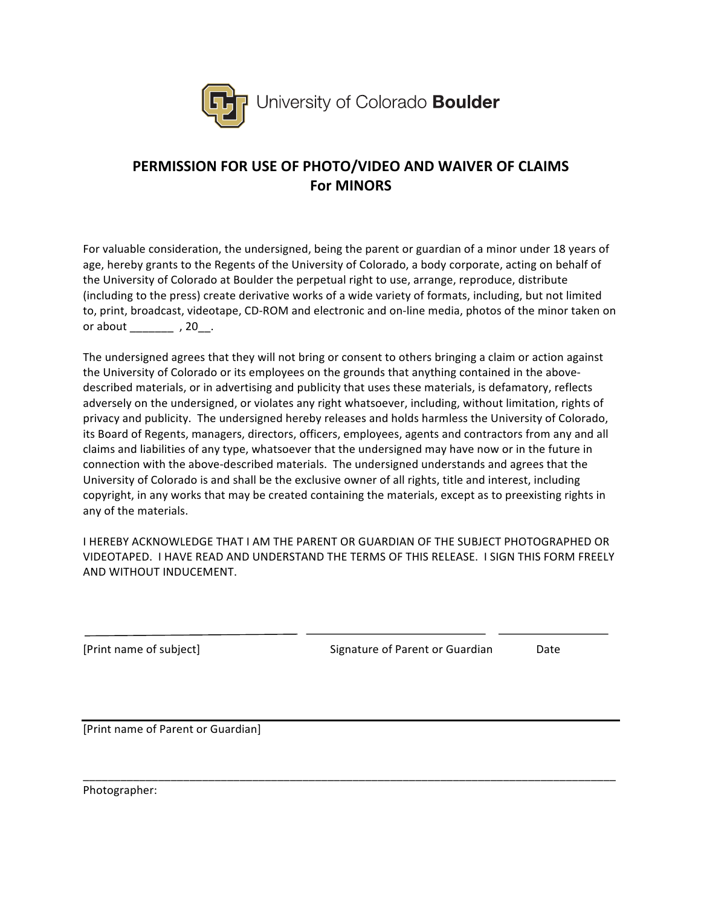University of Colorado **Boulder**

# PERMISSION FOR USE OF PHOTO/VIDEO AND WAIVER OF CLAIMS For MINORS

For valuable consideration, the undersigned, being the parent or guardian of a minor under 18 years of age, hereby grants to the Regents of the University of Colorado, a body corporate, acting on behalf of the University of Colorado at Boulder the perpetual right to use, arrange, reproduce, distribute (including to the press) create derivative works of a wide variety of formats, including, but not limited to, print, broadcast, videotape, CD-ROM and electronic and on-line media, photos of the minor taken on or about _______ , 20__.

The undersigned agrees that they will not bring or consent to others bringing a claim or action against the University of Colorado or its employees on the grounds that anything contained in the above-described materials, or in advertising and publicity that uses these materials, is defamatory, reflects adversely on the undersigned, or violates any right whatsoever, including, without limitation, rights of privacy and publicity. The undersigned hereby releases and holds harmless the University of Colorado, its Board of Regents, managers, directors, officers, employees, agents and contractors from any and all claims and liabilities of any type, whatsoever that the undersigned may have now or in the future in connection with the above-described materials. The undersigned understands and agrees that the University of Colorado is and shall be the exclusive owner of all rights, title and interest, including copyright, in any works that may be created containing the materials, except as to preexisting rights in any of the materials.

I HEREBY ACKNOWLEDGE THAT I AM THE PARENT OR GUARDIAN OF THE SUBJECT PHOTOGRAPHED OR VIDEOTAPED. I HAVE READ AND UNDERSTAND THE TERMS OF THIS RELEASE. I SIGN THIS FORM FREELY AND WITHOUT INDUCEMENT.

______________________________ ______________________________ ____________________

[Print name of subject] Signature of Parent or Guardian Date

______________________________________________________________________

[Print name of Parent or Guardian]

______________________________________________________________________

Photographer: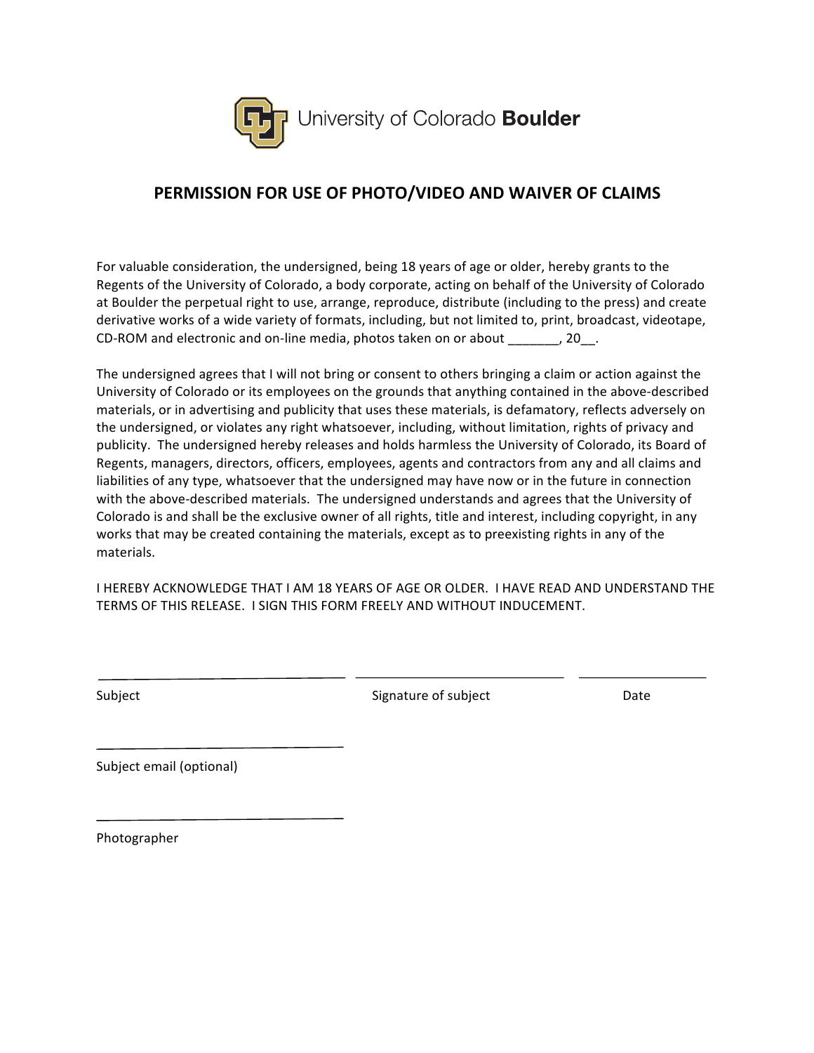University of Colorado **Boulder**

## PERMISSION FOR USE OF PHOTO/VIDEO AND WAIVER OF CLAIMS

For valuable consideration, the undersigned, being 18 years of age or older, hereby grants to the Regents of the University of Colorado, a body corporate, acting on behalf of the University of Colorado at Boulder the perpetual right to use, arrange, reproduce, distribute (including to the press) and create derivative works of a wide variety of formats, including, but not limited to, print, broadcast, videotape, CD-ROM and electronic and on-line media, photos taken on or about _______, 20__.

The undersigned agrees that I will not bring or consent to others bringing a claim or action against the University of Colorado or its employees on the grounds that anything contained in the above-described materials, or in advertising and publicity that uses these materials, is defamatory, reflects adversely on the undersigned, or violates any right whatsoever, including, without limitation, rights of privacy and publicity. The undersigned hereby releases and holds harmless the University of Colorado, its Board of Regents, managers, directors, officers, employees, agents and contractors from any and all claims and liabilities of any type, whatsoever that the undersigned may have now or in the future in connection with the above-described materials. The undersigned understands and agrees that the University of Colorado is and shall be the exclusive owner of all rights, title and interest, including copyright, in any works that may be created containing the materials, except as to preexisting rights in any of the materials.

I HEREBY ACKNOWLEDGE THAT I AM 18 YEARS OF AGE OR OLDER. I HAVE READ AND UNDERSTAND THE TERMS OF THIS RELEASE. I SIGN THIS FORM FREELY AND WITHOUT INDUCEMENT.

________________________________ ________________________________ ________________

Subject Signature of subject Date

________________________________

Subject email (optional)

________________________________

Photographer